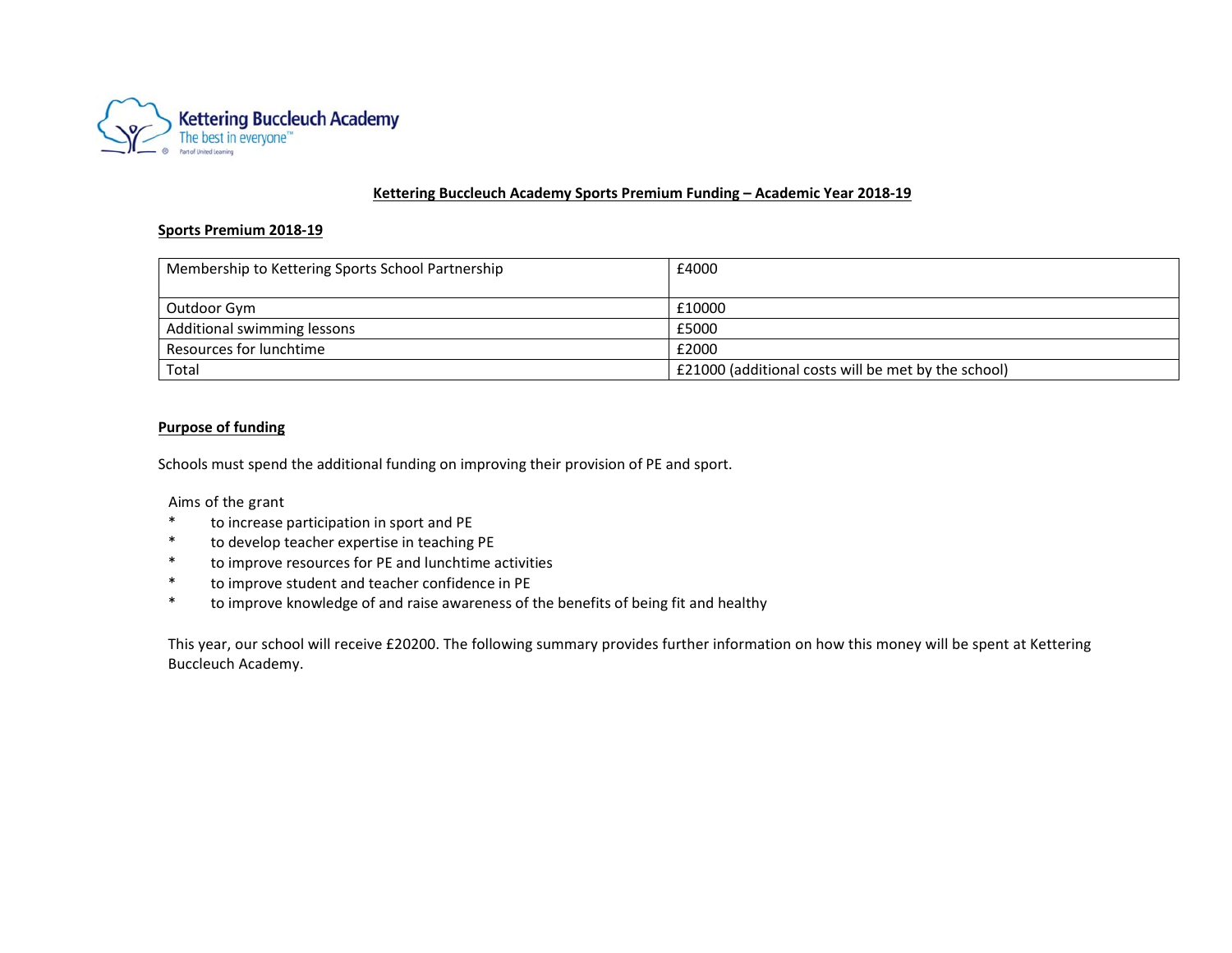Kettering Buccleuch Academy
The best in everyone™
Part of United Learning

# Kettering Buccleuch Academy Sports Premium Funding – Academic Year 2018-19

## Sports Premium 2018-19

| | |
|---|---|
| Membership to Kettering Sports School Partnership | £4000 |
| Outdoor Gym | £10000 |
| Additional swimming lessons | £5000 |
| Resources for lunchtime | £2000 |
| Total | £21000 (additional costs will be met by the school) |

## Purpose of funding

Schools must spend the additional funding on improving their provision of PE and sport.

Aims of the grant

* to increase participation in sport and PE
* to develop teacher expertise in teaching PE
* to improve resources for PE and lunchtime activities
* to improve student and teacher confidence in PE
* to improve knowledge of and raise awareness of the benefits of being fit and healthy

This year, our school will receive £20200. The following summary provides further information on how this money will be spent at Kettering Buccleuch Academy.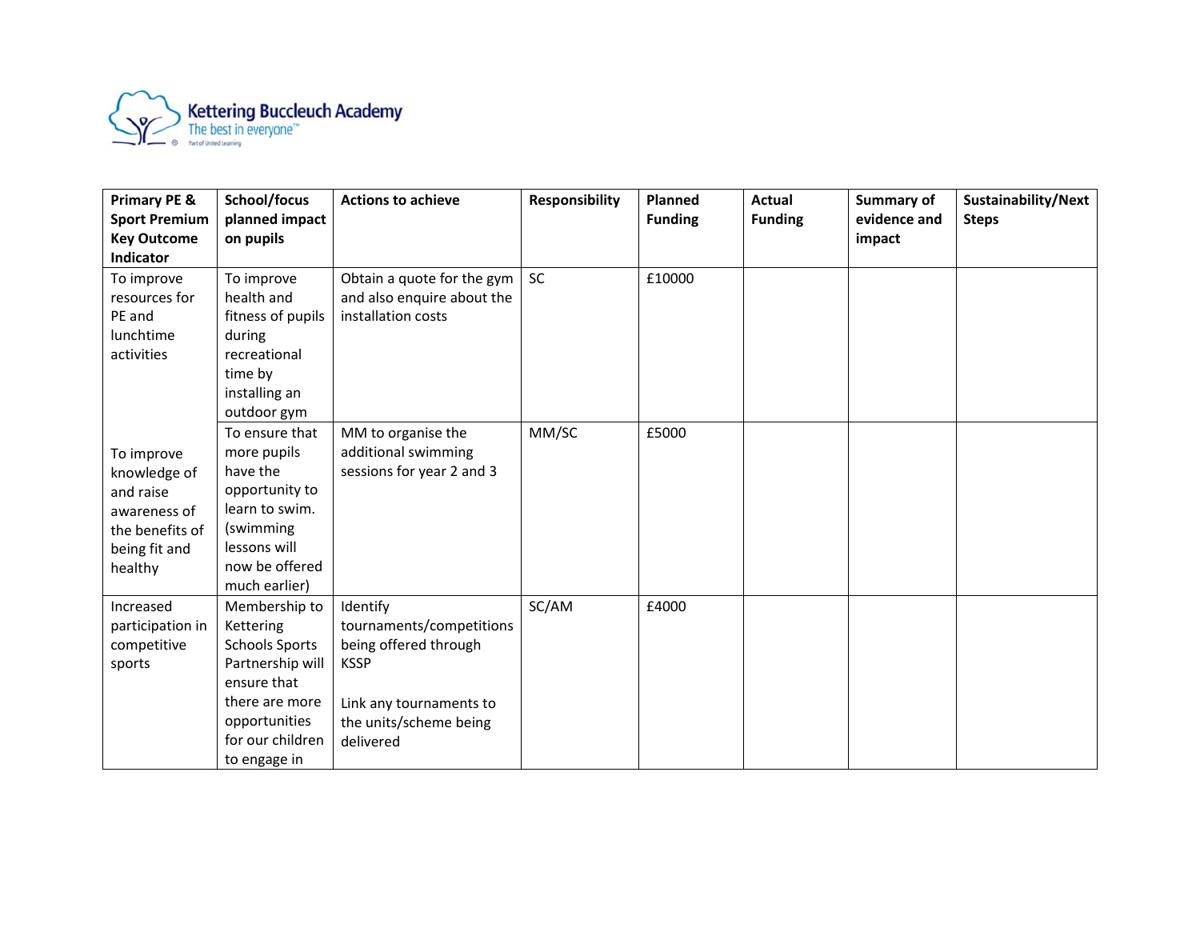| Primary PE & Sport Premium Key Outcome Indicator | School/focus planned impact on pupils | Actions to achieve | Responsibility | Planned Funding | Actual Funding | Summary of evidence and impact | Sustainability/Next Steps |
|---|---|---|---|---|---|---|---|
| To improve resources for PE and lunchtime activities | To improve health and fitness of pupils during recreational time by installing an outdoor gym | Obtain a quote for the gym and also enquire about the installation costs | SC | £10000 | | | |
| To improve knowledge of and raise awareness of the benefits of being fit and healthy | To ensure that more pupils have the opportunity to learn to swim. (swimming lessons will now be offered much earlier) | MM to organise the additional swimming sessions for year 2 and 3 | MM/SC | £5000 | | | |
| Increased participation in competitive sports | Membership to Kettering Schools Sports Partnership will ensure that there are more opportunities for our children to engage in | Identify tournaments/competitions being offered through KSSP<br><br>Link any tournaments to the units/scheme being delivered | SC/AM | £4000 | | | |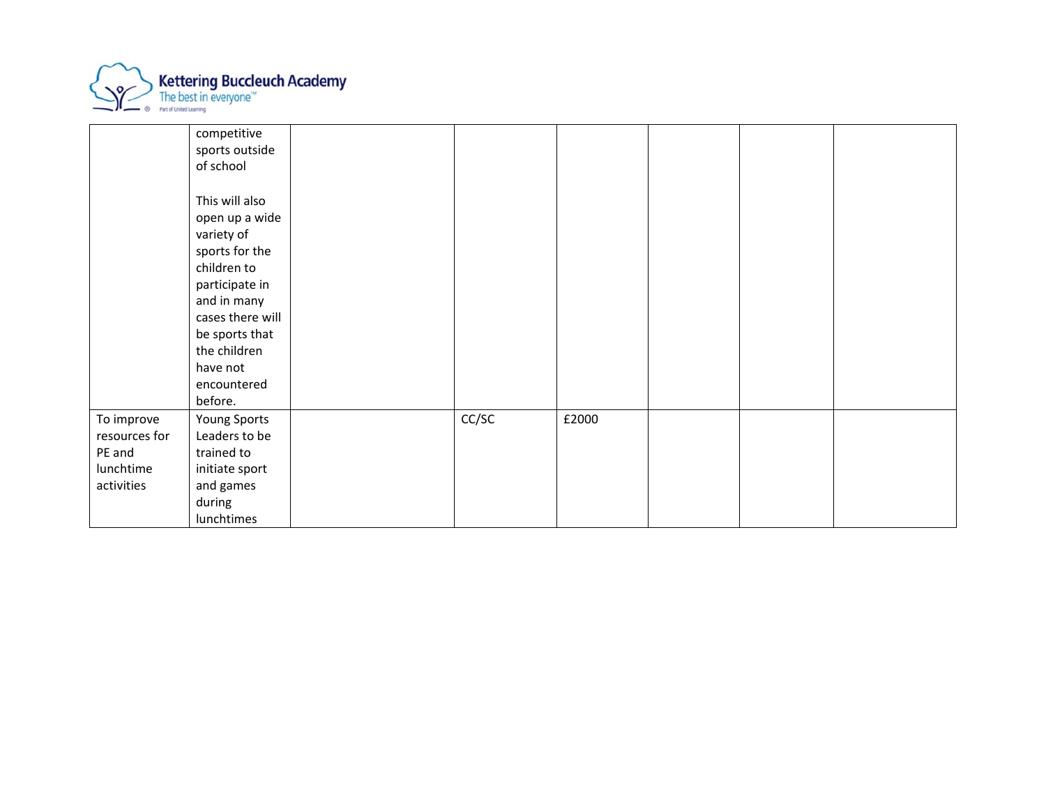| | | | | | | | |
|---|---|---|---|---|---|---|---|
| | competitive sports outside of school<br><br>This will also open up a wide variety of sports for the children to participate in and in many cases there will be sports that the children have not encountered before. | | | | | | |
| To improve resources for PE and lunchtime activities | Young Sports Leaders to be trained to initiate sport and games during lunchtimes | | CC/SC | £2000 | | | |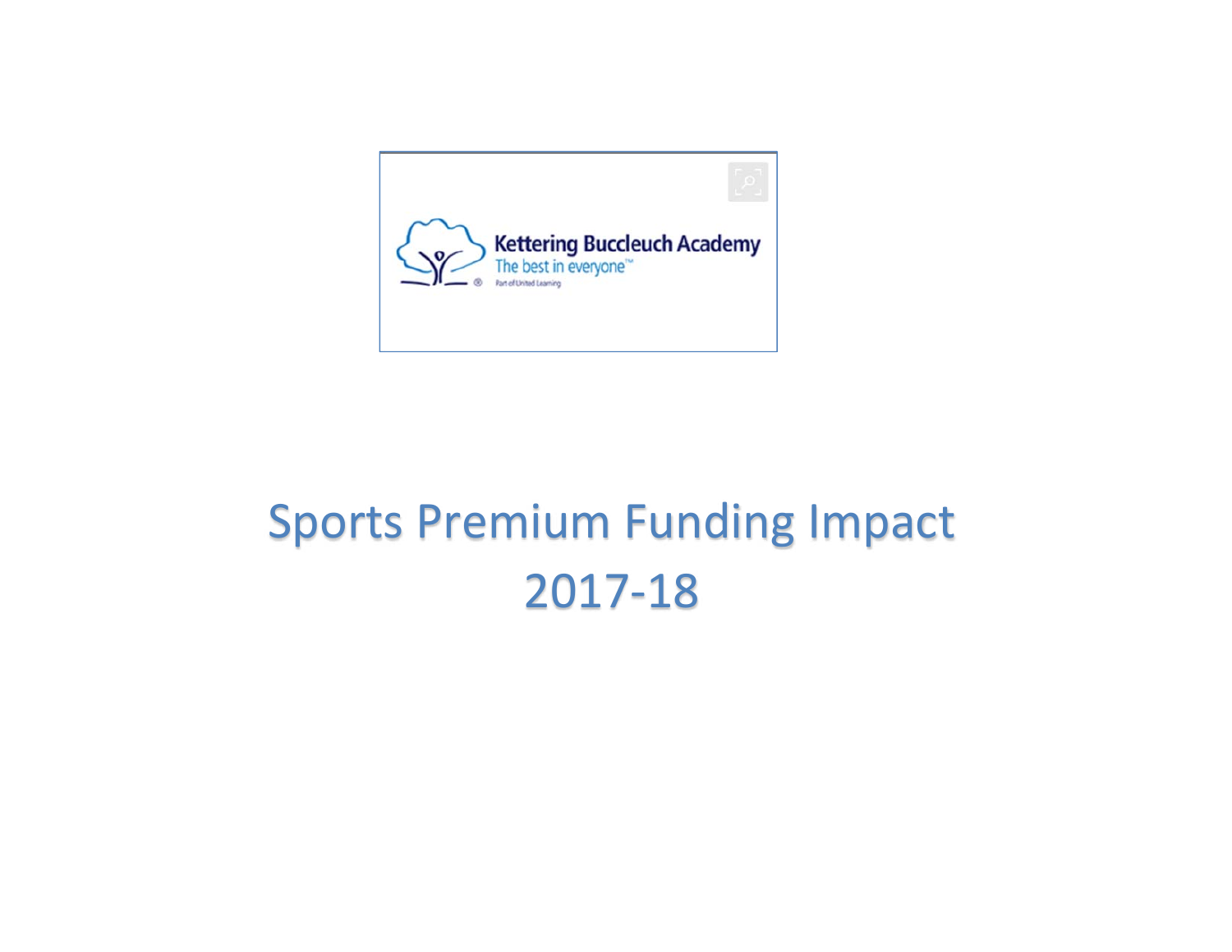Kettering Buccleuch Academy

The best in everyone™

Part of United Learning

# Sports Premium Funding Impact 2017-18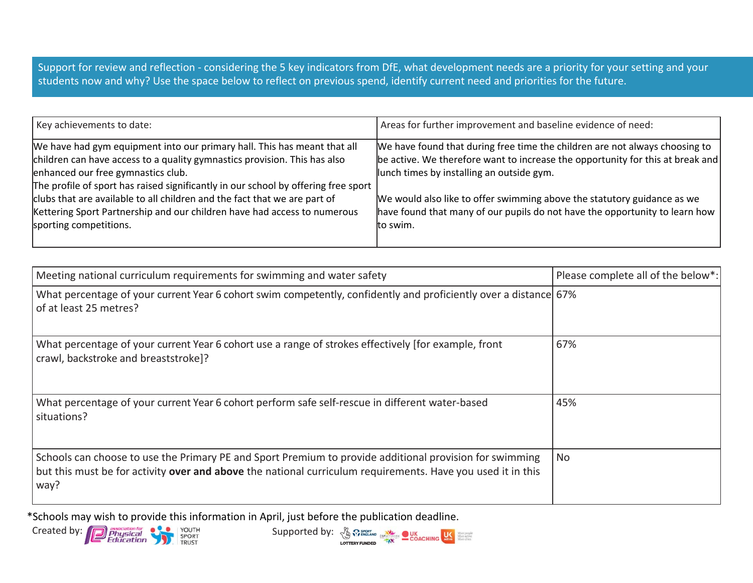Support for review and reflection - considering the 5 key indicators from DfE, what development needs are a priority for your setting and your students now and why? Use the space below to reflect on previous spend, identify current need and priorities for the future.

| Key achievements to date: | Areas for further improvement and baseline evidence of need: |
| --- | --- |
| We have had gym equipment into our primary hall. This has meant that all children can have access to a quality gymnastics provision. This has also enhanced our free gymnastics club.<br>The profile of sport has raised significantly in our school by offering free sport clubs that are available to all children and the fact that we are part of Kettering Sport Partnership and our children have had access to numerous sporting competitions. | We have found that during free time the children are not always choosing to be active. We therefore want to increase the opportunity for this at break and lunch times by installing an outside gym.<br><br>We would also like to offer swimming above the statutory guidance as we have found that many of our pupils do not have the opportunity to learn how to swim. |

| Meeting national curriculum requirements for swimming and water safety | Please complete all of the below*: |
| --- | --- |
| What percentage of your current Year 6 cohort swim competently, confidently and proficiently over a distance of at least 25 metres? | 67% |
| What percentage of your current Year 6 cohort use a range of strokes effectively [for example, front crawl, backstroke and breaststroke]? | 67% |
| What percentage of your current Year 6 cohort perform safe self-rescue in different water-based situations? | 45% |
| Schools can choose to use the Primary PE and Sport Premium to provide additional provision for swimming but this must be for activity **over and above** the national curriculum requirements. Have you used it in this way? | No |

*Schools may wish to provide this information in April, just before the publication deadline.

Created by: Association for Physical Education, Youth Sport Trust

Supported by: Sport England, Lottery Funded, CSPNetwork, UK Coaching, UK Active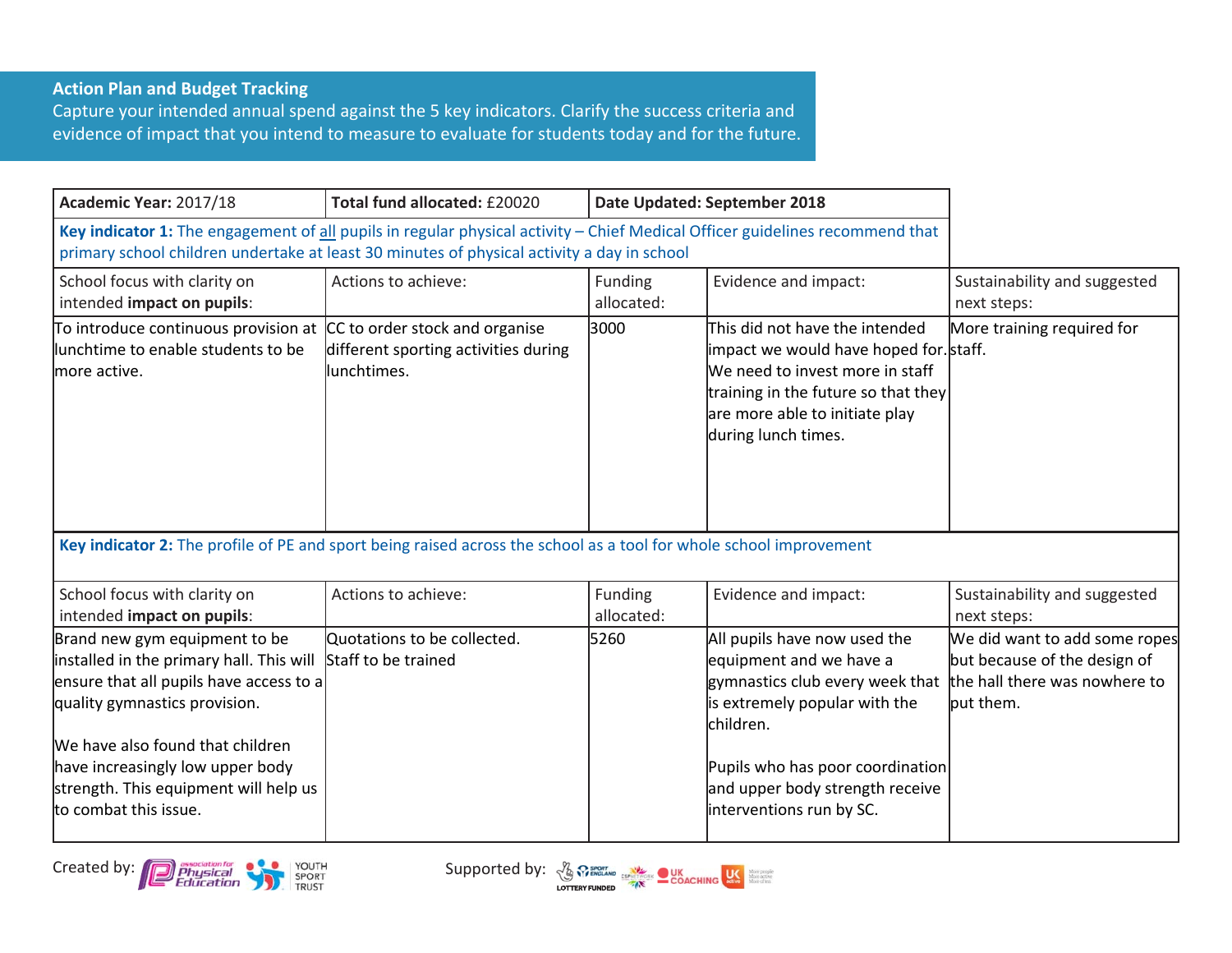**Action Plan and Budget Tracking**

Capture your intended annual spend against the 5 key indicators. Clarify the success criteria and evidence of impact that you intend to measure to evaluate for students today and for the future.

| **Academic Year:** 2017/18 | **Total fund allocated:** £20020 | **Date Updated: September 2018** | | |
|---|---|---|---|---|
| **Key indicator 1:** The engagement of all pupils in regular physical activity – Chief Medical Officer guidelines recommend that primary school children undertake at least 30 minutes of physical activity a day in school | | | | |
| School focus with clarity on intended **impact on pupils**: | Actions to achieve: | Funding allocated: | Evidence and impact: | Sustainability and suggested next steps: |
| To introduce continuous provision at lunchtime to enable students to be more active. | CC to order stock and organise different sporting activities during lunchtimes. | 3000 | This did not have the intended impact we would have hoped for. We need to invest more in staff training in the future so that they are more able to initiate play during lunch times. | More training required for staff. |
| **Key indicator 2:** The profile of PE and sport being raised across the school as a tool for whole school improvement | | | | |
| School focus with clarity on intended **impact on pupils**: | Actions to achieve: | Funding allocated: | Evidence and impact: | Sustainability and suggested next steps: |
| Brand new gym equipment to be installed in the primary hall. This will ensure that all pupils have access to a quality gymnastics provision.<br><br>We have also found that children have increasingly low upper body strength. This equipment will help us to combat this issue. | Quotations to be collected.<br>Staff to be trained | 5260 | All pupils have now used the equipment and we have a gymnastics club every week that is extremely popular with the children.<br><br>Pupils who has poor coordination and upper body strength receive interventions run by SC. | We did want to add some ropes but because of the design of the hall there was nowhere to put them. |

Created by: Association for Physical Education, Youth Sport Trust

Supported by: Sport England, Lottery Funded, CSPNetwork, UK Coaching, UK Active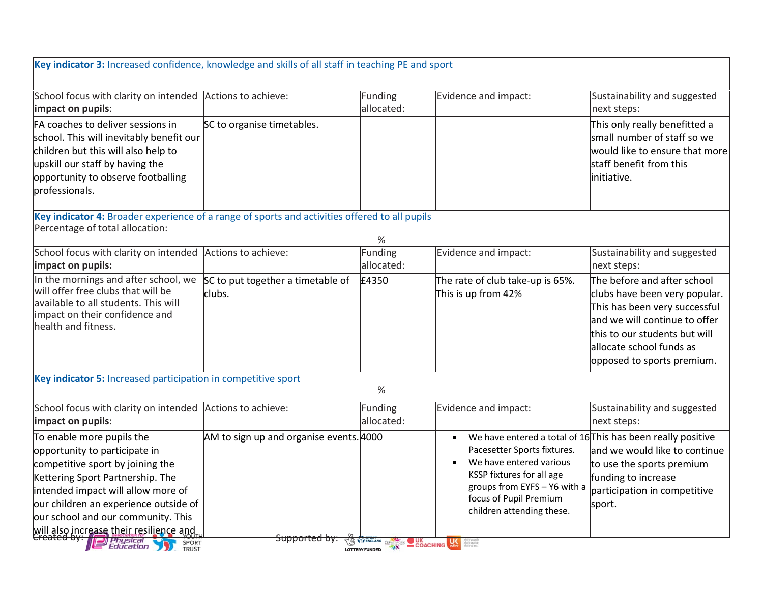| **Key indicator 3:** Increased confidence, knowledge and skills of all staff in teaching PE and sport | | | | |
|---|---|---|---|---|
| School focus with clarity on intended **impact on pupils**: | Actions to achieve: | Funding allocated: | Evidence and impact: | Sustainability and suggested next steps: |
| FA coaches to deliver sessions in school. This will inevitably benefit our children but this will also help to upskill our staff by having the opportunity to observe footballing professionals. | SC to organise timetables. | | | This only really benefitted a small number of staff so we would like to ensure that more staff benefit from this initiative. |

| **Key indicator 4:** Broader experience of a range of sports and activities offered to all pupils | | | | Percentage of total allocation: |
|---|---|---|---|---|
| | | % | | |
| School focus with clarity on intended **impact on pupils:** | Actions to achieve: | Funding allocated: | Evidence and impact: | Sustainability and suggested next steps: |
| In the mornings and after school, we will offer free clubs that will be available to all students. This will impact on their confidence and health and fitness. | SC to put together a timetable of clubs. | £4350 | The rate of club take-up is 65%. This is up from 42% | The before and after school clubs have been very popular. This has been very successful and we will continue to offer this to our students but will allocate school funds as opposed to sports premium. |

| **Key indicator 5:** Increased participation in competitive sport | | | | |
|---|---|---|---|---|
| | | % | | |
| School focus with clarity on intended **impact on pupils**: | Actions to achieve: | Funding allocated: | Evidence and impact: | Sustainability and suggested next steps: |
| To enable more pupils the opportunity to participate in competitive sport by joining the Kettering Sport Partnership. The intended impact will allow more of our children an experience outside of our school and our community. This will also increase their resilience and | AM to sign up and organise events. | 4000 | • We have entered a total of 16 Pacesetter Sports fixtures.<br>• We have entered various KSSP fixtures for all age groups from EYFS – Y6 with a focus of Pupil Premium children attending these. | This has been really positive and we would like to continue to use the sports premium funding to increase participation in competitive sport. |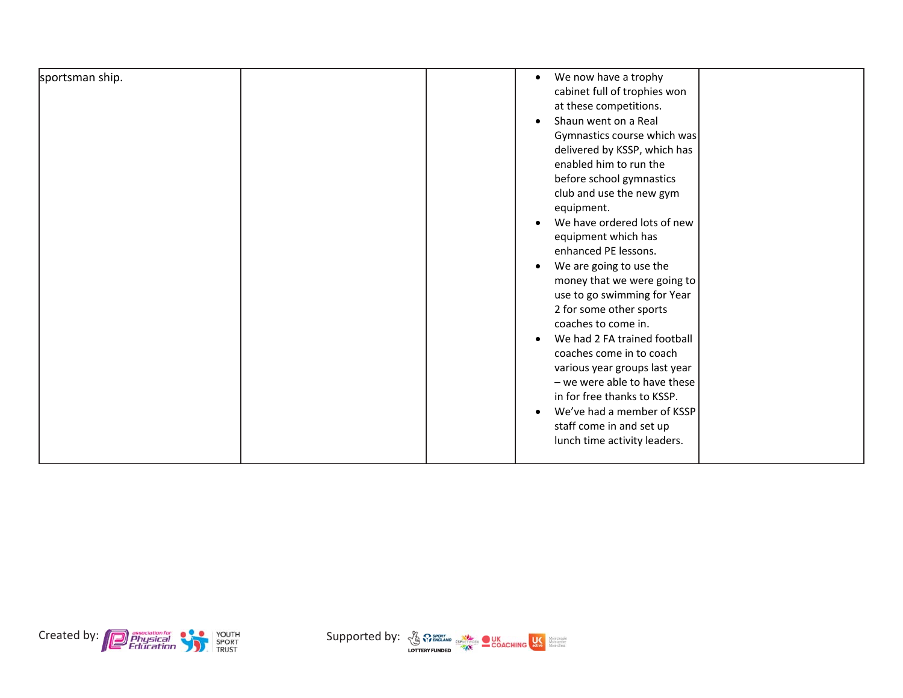| | | | | |
|---|---|---|---|---|
| sportsman ship. | | | • We now have a trophy cabinet full of trophies won at these competitions.<br>• Shaun went on a Real Gymnastics course which was delivered by KSSP, which has enabled him to run the before school gymnastics club and use the new gym equipment.<br>• We have ordered lots of new equipment which has enhanced PE lessons.<br>• We are going to use the money that we were going to use to go swimming for Year 2 for some other sports coaches to come in.<br>• We had 2 FA trained football coaches come in to coach various year groups last year – we were able to have these in for free thanks to KSSP.<br>• We've had a member of KSSP staff come in and set up lunch time activity leaders. | |

Created by: Association for Physical Education, Youth Sport Trust

Supported by: Sport England, Lottery Funded, CSPNetwork, UK Coaching, UK Active